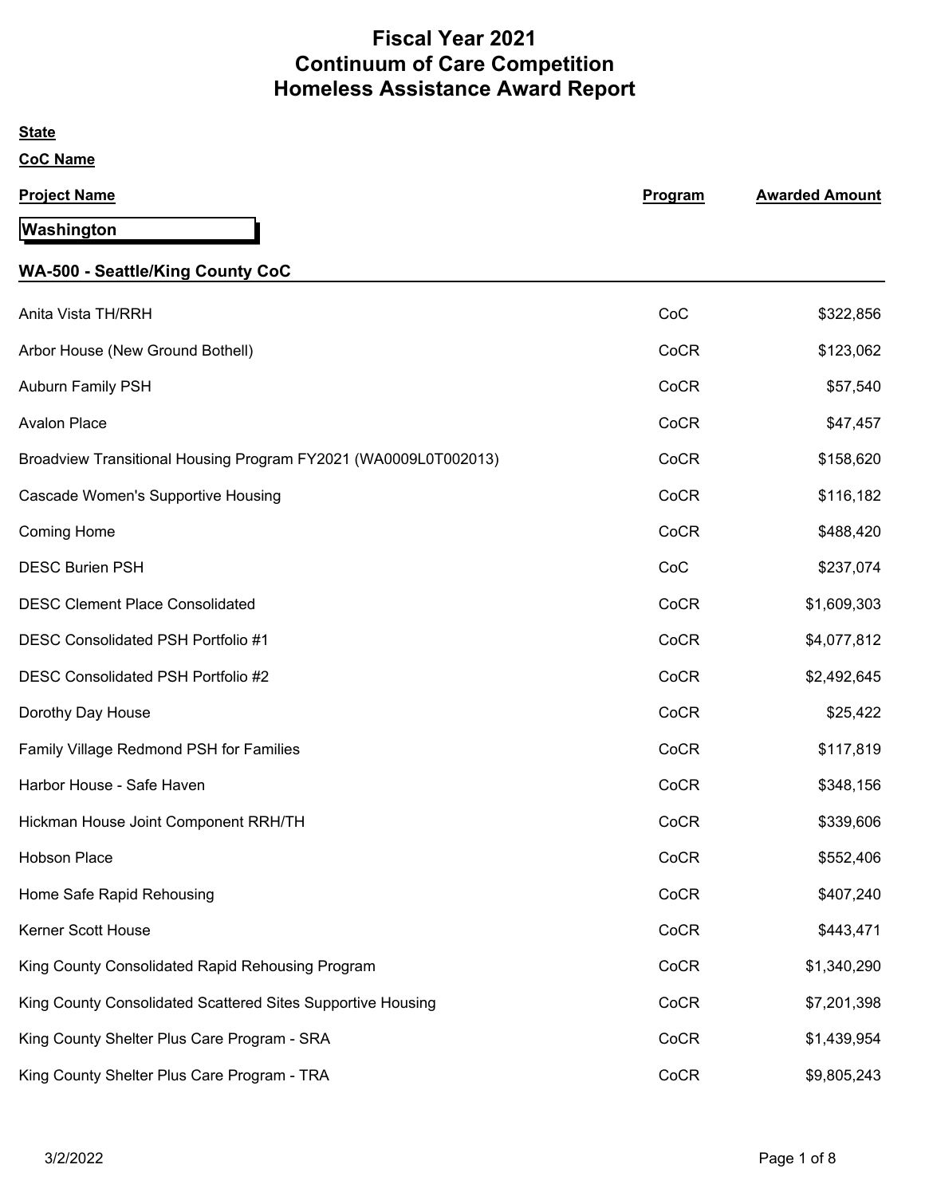# Fiscal Year 2021
# Continuum of Care Competition
# Homeless Assistance Award Report

**State**

**CoC Name**

| Project Name | Program | Awarded Amount |
|---|---|---|
| **Washington** | | |
| **WA-500 - Seattle/King County CoC** | | |
| Anita Vista TH/RRH | CoC | $322,856 |
| Arbor House (New Ground Bothell) | CoCR | $123,062 |
| Auburn Family PSH | CoCR | $57,540 |
| Avalon Place | CoCR | $47,457 |
| Broadview Transitional Housing Program FY2021 (WA0009L0T002013) | CoCR | $158,620 |
| Cascade Women's Supportive Housing | CoCR | $116,182 |
| Coming Home | CoCR | $488,420 |
| DESC Burien PSH | CoC | $237,074 |
| DESC Clement Place Consolidated | CoCR | $1,609,303 |
| DESC Consolidated PSH Portfolio #1 | CoCR | $4,077,812 |
| DESC Consolidated PSH Portfolio #2 | CoCR | $2,492,645 |
| Dorothy Day House | CoCR | $25,422 |
| Family Village Redmond PSH for Families | CoCR | $117,819 |
| Harbor House - Safe Haven | CoCR | $348,156 |
| Hickman House Joint Component RRH/TH | CoCR | $339,606 |
| Hobson Place | CoCR | $552,406 |
| Home Safe Rapid Rehousing | CoCR | $407,240 |
| Kerner Scott House | CoCR | $443,471 |
| King County Consolidated Rapid Rehousing Program | CoCR | $1,340,290 |
| King County Consolidated Scattered Sites Supportive Housing | CoCR | $7,201,398 |
| King County Shelter Plus Care Program - SRA | CoCR | $1,439,954 |
| King County Shelter Plus Care Program - TRA | CoCR | $9,805,243 |

3/2/2022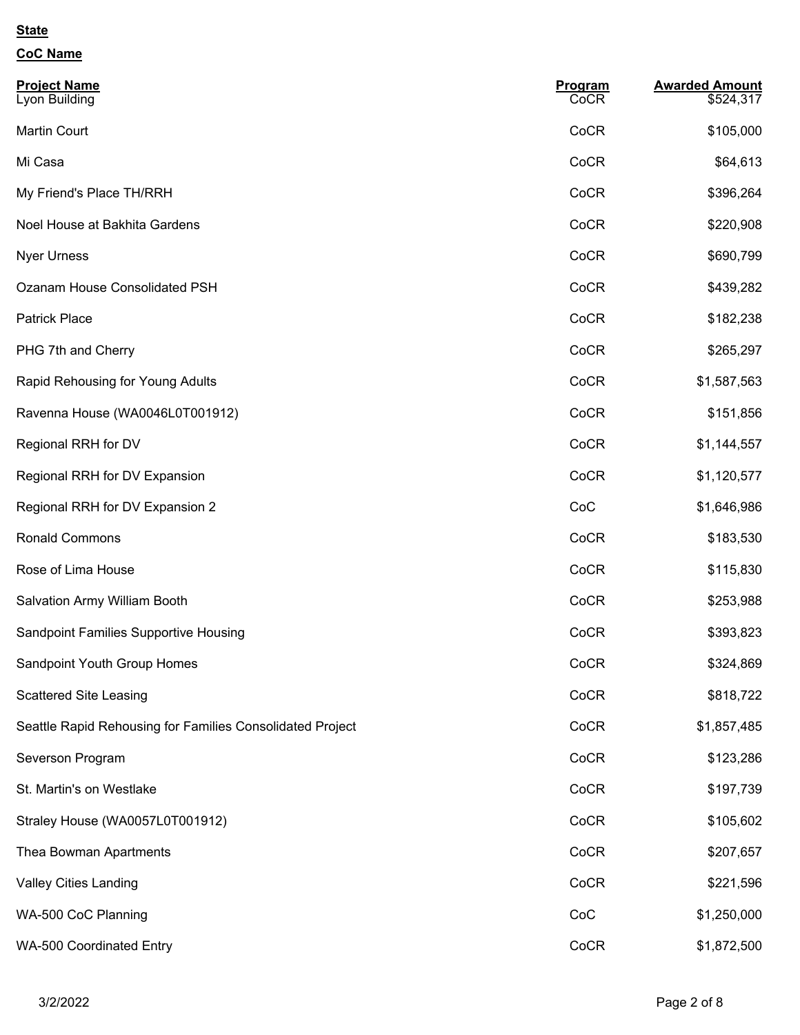**State**

**CoC Name**

| Project Name | Program | Awarded Amount |
|---|---|---|
| Lyon Building | CoCR | $524,317 |
| Martin Court | CoCR | $105,000 |
| Mi Casa | CoCR | $64,613 |
| My Friend's Place TH/RRH | CoCR | $396,264 |
| Noel House at Bakhita Gardens | CoCR | $220,908 |
| Nyer Urness | CoCR | $690,799 |
| Ozanam House Consolidated PSH | CoCR | $439,282 |
| Patrick Place | CoCR | $182,238 |
| PHG 7th and Cherry | CoCR | $265,297 |
| Rapid Rehousing for Young Adults | CoCR | $1,587,563 |
| Ravenna House (WA0046L0T001912) | CoCR | $151,856 |
| Regional RRH for DV | CoCR | $1,144,557 |
| Regional RRH for DV Expansion | CoCR | $1,120,577 |
| Regional RRH for DV Expansion 2 | CoC | $1,646,986 |
| Ronald Commons | CoCR | $183,530 |
| Rose of Lima House | CoCR | $115,830 |
| Salvation Army William Booth | CoCR | $253,988 |
| Sandpoint Families Supportive Housing | CoCR | $393,823 |
| Sandpoint Youth Group Homes | CoCR | $324,869 |
| Scattered Site Leasing | CoCR | $818,722 |
| Seattle Rapid Rehousing for Families Consolidated Project | CoCR | $1,857,485 |
| Severson Program | CoCR | $123,286 |
| St. Martin's on Westlake | CoCR | $197,739 |
| Straley House (WA0057L0T001912) | CoCR | $105,602 |
| Thea Bowman Apartments | CoCR | $207,657 |
| Valley Cities Landing | CoCR | $221,596 |
| WA-500 CoC Planning | CoC | $1,250,000 |
| WA-500 Coordinated Entry | CoCR | $1,872,500 |

3/2/2022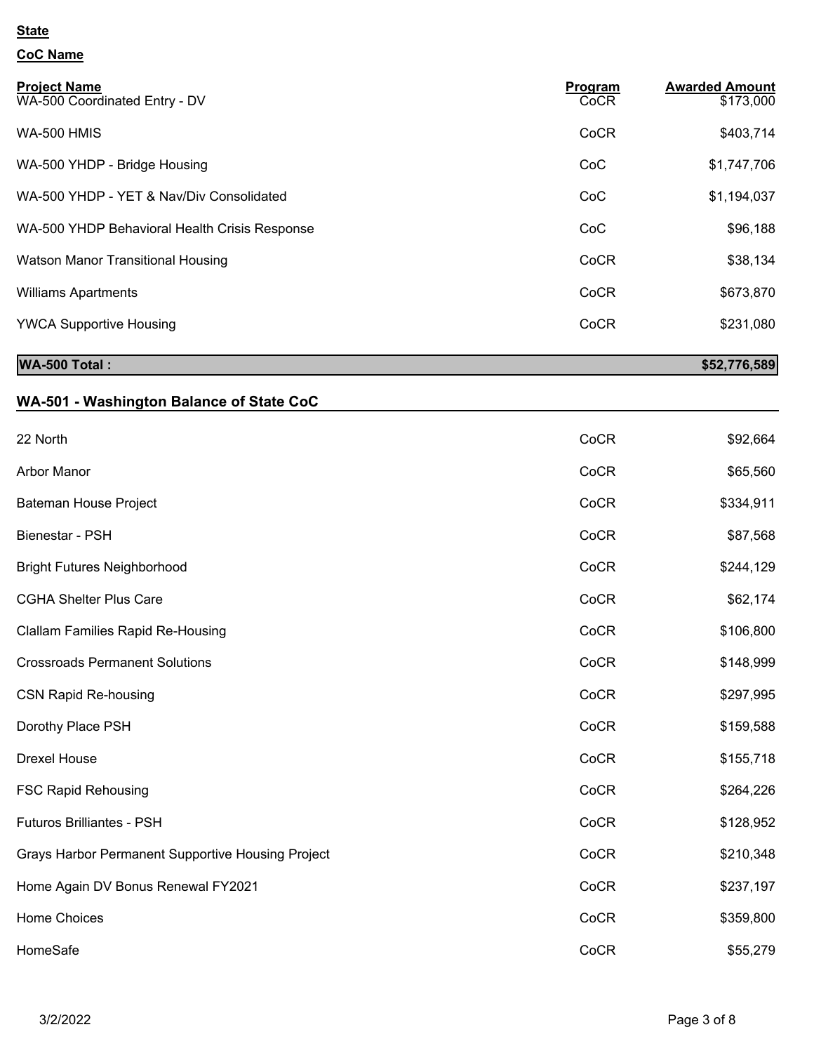**State**

**CoC Name**

| Project Name | Program | Awarded Amount |
|---|---|---|
| WA-500 Coordinated Entry - DV | CoCR | $173,000 |
| WA-500 HMIS | CoCR | $403,714 |
| WA-500 YHDP - Bridge Housing | CoC | $1,747,706 |
| WA-500 YHDP - YET & Nav/Div Consolidated | CoC | $1,194,037 |
| WA-500 YHDP Behavioral Health Crisis Response | CoC | $96,188 |
| Watson Manor Transitional Housing | CoCR | $38,134 |
| Williams Apartments | CoCR | $673,870 |
| YWCA Supportive Housing | CoCR | $231,080 |
| **WA-500 Total :** | | **$52,776,589** |

## WA-501 - Washington Balance of State CoC

| Project Name | Program | Awarded Amount |
|---|---|---|
| 22 North | CoCR | $92,664 |
| Arbor Manor | CoCR | $65,560 |
| Bateman House Project | CoCR | $334,911 |
| Bienestar - PSH | CoCR | $87,568 |
| Bright Futures Neighborhood | CoCR | $244,129 |
| CGHA Shelter Plus Care | CoCR | $62,174 |
| Clallam Families Rapid Re-Housing | CoCR | $106,800 |
| Crossroads Permanent Solutions | CoCR | $148,999 |
| CSN Rapid Re-housing | CoCR | $297,995 |
| Dorothy Place PSH | CoCR | $159,588 |
| Drexel House | CoCR | $155,718 |
| FSC Rapid Rehousing | CoCR | $264,226 |
| Futuros Brilliantes - PSH | CoCR | $128,952 |
| Grays Harbor Permanent Supportive Housing Project | CoCR | $210,348 |
| Home Again DV Bonus Renewal FY2021 | CoCR | $237,197 |
| Home Choices | CoCR | $359,800 |
| HomeSafe | CoCR | $55,279 |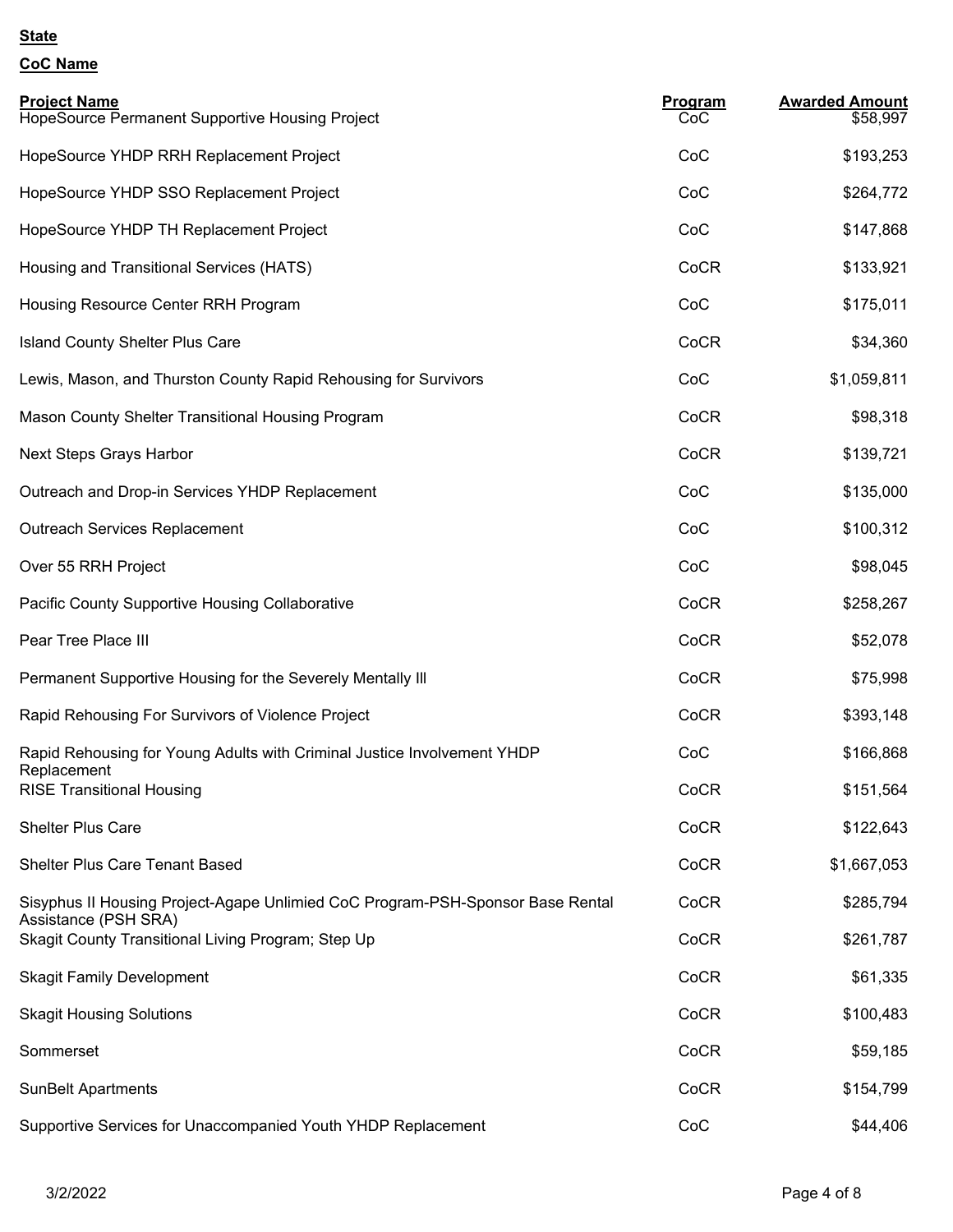**State**

**CoC Name**

| Project Name | Program | Awarded Amount |
|---|---|---|
| HopeSource Permanent Supportive Housing Project | CoC | $58,997 |
| HopeSource YHDP RRH Replacement Project | CoC | $193,253 |
| HopeSource YHDP SSO Replacement Project | CoC | $264,772 |
| HopeSource YHDP TH Replacement Project | CoC | $147,868 |
| Housing and Transitional Services (HATS) | CoCR | $133,921 |
| Housing Resource Center RRH Program | CoC | $175,011 |
| Island County Shelter Plus Care | CoCR | $34,360 |
| Lewis, Mason, and Thurston County Rapid Rehousing for Survivors | CoC | $1,059,811 |
| Mason County Shelter Transitional Housing Program | CoCR | $98,318 |
| Next Steps Grays Harbor | CoCR | $139,721 |
| Outreach and Drop-in Services YHDP Replacement | CoC | $135,000 |
| Outreach Services Replacement | CoC | $100,312 |
| Over 55 RRH Project | CoC | $98,045 |
| Pacific County Supportive Housing Collaborative | CoCR | $258,267 |
| Pear Tree Place III | CoCR | $52,078 |
| Permanent Supportive Housing for the Severely Mentally Ill | CoCR | $75,998 |
| Rapid Rehousing For Survivors of Violence Project | CoCR | $393,148 |
| Rapid Rehousing for Young Adults with Criminal Justice Involvement YHDP Replacement | CoC | $166,868 |
| RISE Transitional Housing | CoCR | $151,564 |
| Shelter Plus Care | CoCR | $122,643 |
| Shelter Plus Care Tenant Based | CoCR | $1,667,053 |
| Sisyphus II Housing Project-Agape Unlimied CoC Program-PSH-Sponsor Base Rental Assistance (PSH SRA) | CoCR | $285,794 |
| Skagit County Transitional Living Program; Step Up | CoCR | $261,787 |
| Skagit Family Development | CoCR | $61,335 |
| Skagit Housing Solutions | CoCR | $100,483 |
| Sommerset | CoCR | $59,185 |
| SunBelt Apartments | CoCR | $154,799 |
| Supportive Services for Unaccompanied Youth YHDP Replacement | CoC | $44,406 |

3/2/2022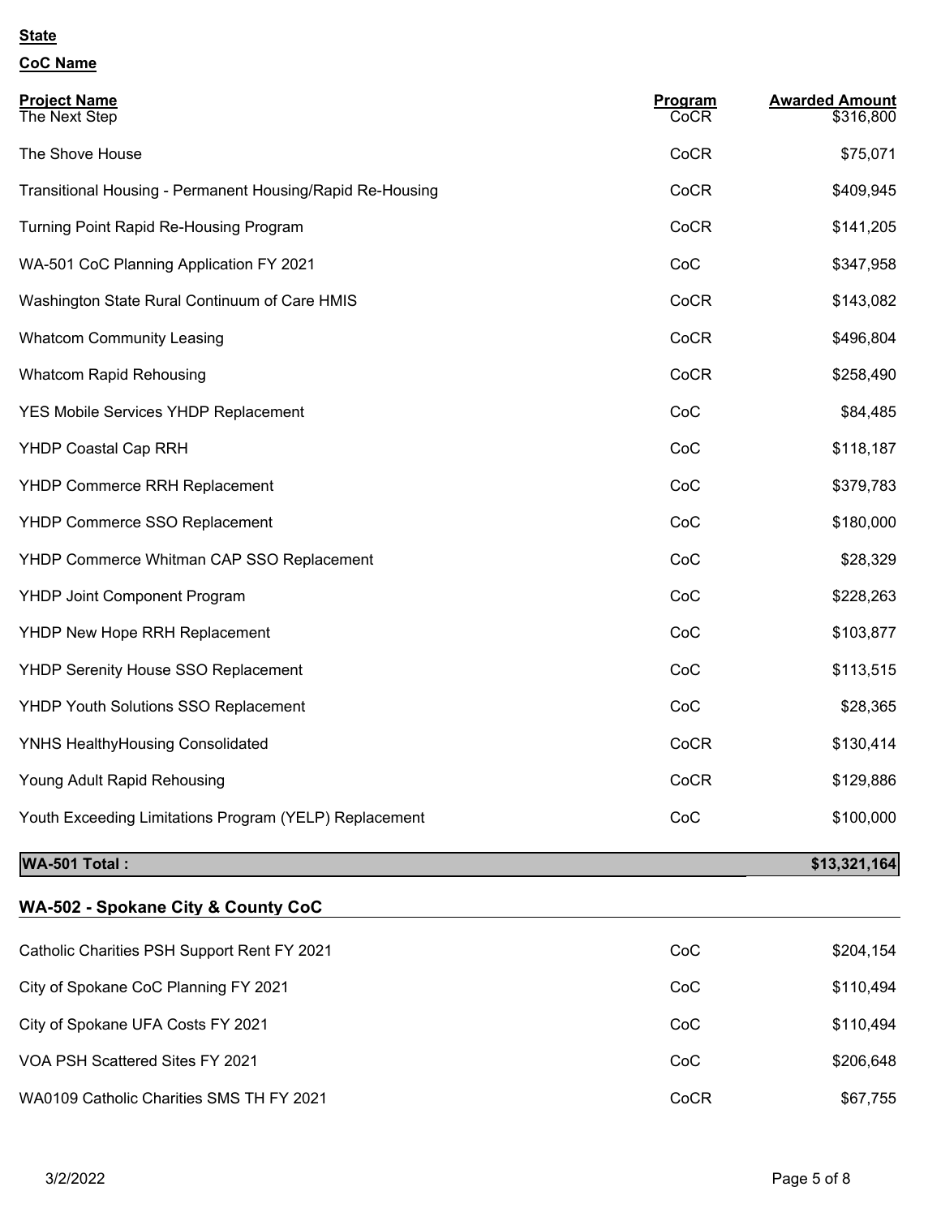**State**

**CoC Name**

| Project Name | Program | Awarded Amount |
|---|---|---|
| The Next Step | CoCR | $316,800 |
| The Shove House | CoCR | $75,071 |
| Transitional Housing - Permanent Housing/Rapid Re-Housing | CoCR | $409,945 |
| Turning Point Rapid Re-Housing Program | CoCR | $141,205 |
| WA-501 CoC Planning Application FY 2021 | CoC | $347,958 |
| Washington State Rural Continuum of Care HMIS | CoCR | $143,082 |
| Whatcom Community Leasing | CoCR | $496,804 |
| Whatcom Rapid Rehousing | CoCR | $258,490 |
| YES Mobile Services YHDP Replacement | CoC | $84,485 |
| YHDP Coastal Cap RRH | CoC | $118,187 |
| YHDP Commerce RRH Replacement | CoC | $379,783 |
| YHDP Commerce SSO Replacement | CoC | $180,000 |
| YHDP Commerce Whitman CAP SSO Replacement | CoC | $28,329 |
| YHDP Joint Component Program | CoC | $228,263 |
| YHDP New Hope RRH Replacement | CoC | $103,877 |
| YHDP Serenity House SSO Replacement | CoC | $113,515 |
| YHDP Youth Solutions SSO Replacement | CoC | $28,365 |
| YNHS HealthyHousing Consolidated | CoCR | $130,414 |
| Young Adult Rapid Rehousing | CoCR | $129,886 |
| Youth Exceeding Limitations Program (YELP) Replacement | CoC | $100,000 |
| **WA-501 Total :** | | **$13,321,164** |

## WA-502 - Spokane City & County CoC

| Project Name | Program | Awarded Amount |
|---|---|---|
| Catholic Charities PSH Support Rent FY 2021 | CoC | $204,154 |
| City of Spokane CoC Planning FY 2021 | CoC | $110,494 |
| City of Spokane UFA Costs FY 2021 | CoC | $110,494 |
| VOA PSH Scattered Sites FY 2021 | CoC | $206,648 |
| WA0109 Catholic Charities SMS TH FY 2021 | CoCR | $67,755 |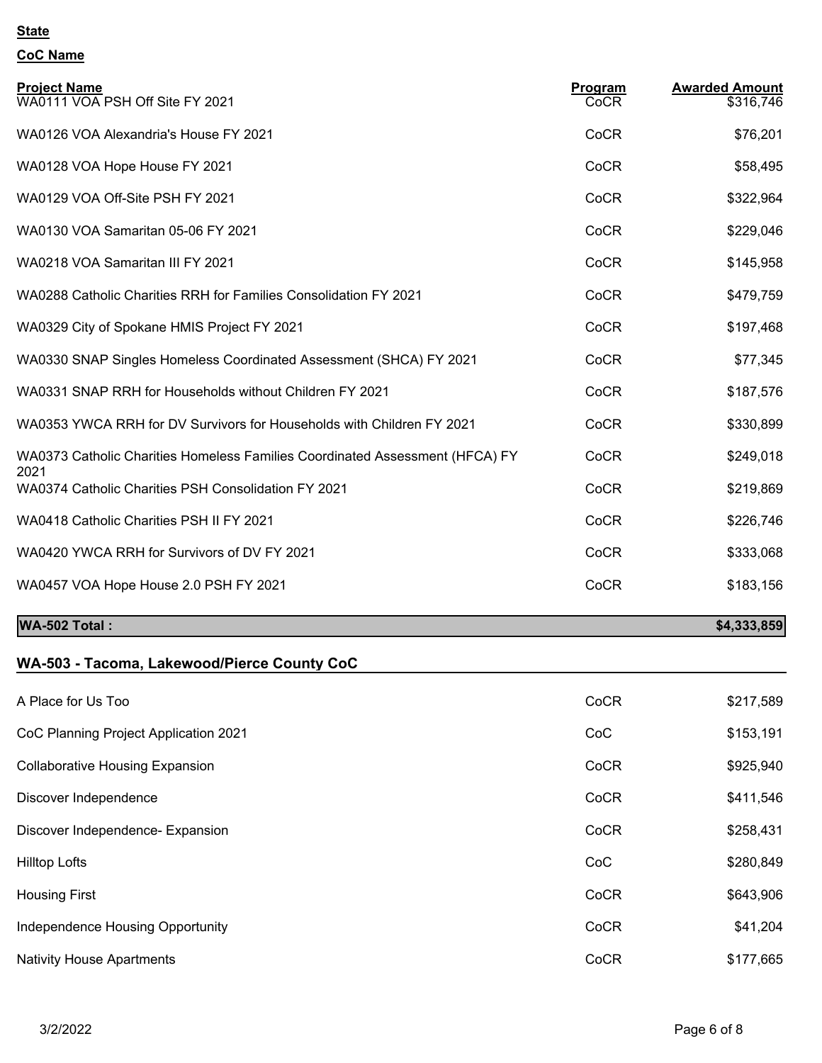**State**

**CoC Name**

| Project Name | Program | Awarded Amount |
|---|---|---|
| WA0111 VOA PSH Off Site FY 2021 | CoCR | $316,746 |
| WA0126 VOA Alexandria's House FY 2021 | CoCR | $76,201 |
| WA0128 VOA Hope House FY 2021 | CoCR | $58,495 |
| WA0129 VOA Off-Site PSH FY 2021 | CoCR | $322,964 |
| WA0130 VOA Samaritan 05-06 FY 2021 | CoCR | $229,046 |
| WA0218 VOA Samaritan III FY 2021 | CoCR | $145,958 |
| WA0288 Catholic Charities RRH for Families Consolidation FY 2021 | CoCR | $479,759 |
| WA0329 City of Spokane HMIS Project FY 2021 | CoCR | $197,468 |
| WA0330 SNAP Singles Homeless Coordinated Assessment (SHCA) FY 2021 | CoCR | $77,345 |
| WA0331 SNAP RRH for Households without Children FY 2021 | CoCR | $187,576 |
| WA0353 YWCA RRH for DV Survivors for Households with Children FY 2021 | CoCR | $330,899 |
| WA0373 Catholic Charities Homeless Families Coordinated Assessment (HFCA) FY 2021 | CoCR | $249,018 |
| WA0374 Catholic Charities PSH Consolidation FY 2021 | CoCR | $219,869 |
| WA0418 Catholic Charities PSH II FY 2021 | CoCR | $226,746 |
| WA0420 YWCA RRH for Survivors of DV FY 2021 | CoCR | $333,068 |
| WA0457 VOA Hope House 2.0 PSH FY 2021 | CoCR | $183,156 |
| **WA-502 Total :** | | **$4,333,859** |

## WA-503 - Tacoma, Lakewood/Pierce County CoC

| Project Name | Program | Awarded Amount |
|---|---|---|
| A Place for Us Too | CoCR | $217,589 |
| CoC Planning Project Application 2021 | CoC | $153,191 |
| Collaborative Housing Expansion | CoCR | $925,940 |
| Discover Independence | CoCR | $411,546 |
| Discover Independence- Expansion | CoCR | $258,431 |
| Hilltop Lofts | CoC | $280,849 |
| Housing First | CoCR | $643,906 |
| Independence Housing Opportunity | CoCR | $41,204 |
| Nativity House Apartments | CoCR | $177,665 |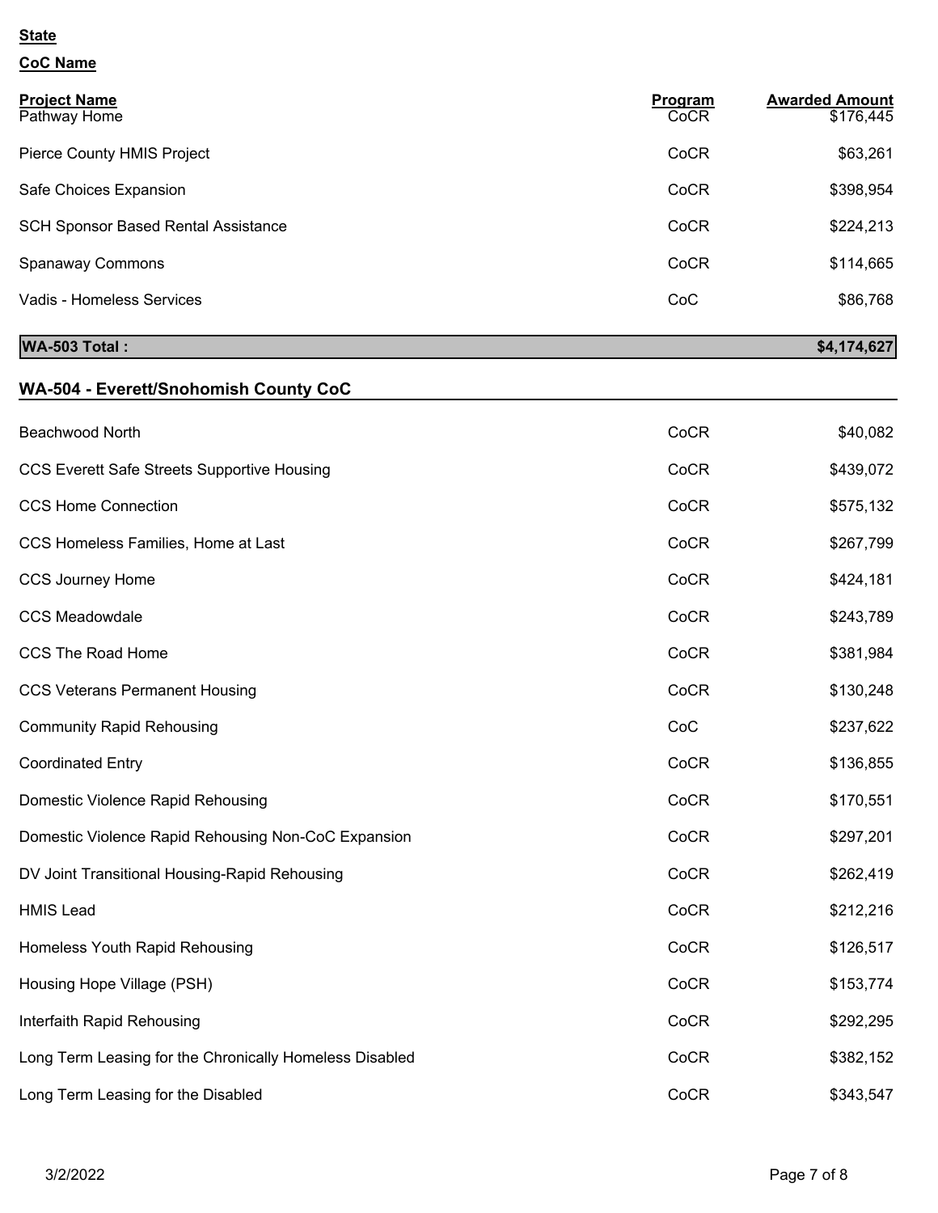**State**

**CoC Name**

| Project Name | Program | Awarded Amount |
|---|---|---|
| Pathway Home | CoCR | $176,445 |
| Pierce County HMIS Project | CoCR | $63,261 |
| Safe Choices Expansion | CoCR | $398,954 |
| SCH Sponsor Based Rental Assistance | CoCR | $224,213 |
| Spanaway Commons | CoCR | $114,665 |
| Vadis - Homeless Services | CoC | $86,768 |
| **WA-503 Total :** | | **$4,174,627** |

## WA-504 - Everett/Snohomish County CoC

| Project Name | Program | Awarded Amount |
|---|---|---|
| Beachwood North | CoCR | $40,082 |
| CCS Everett Safe Streets Supportive Housing | CoCR | $439,072 |
| CCS Home Connection | CoCR | $575,132 |
| CCS Homeless Families, Home at Last | CoCR | $267,799 |
| CCS Journey Home | CoCR | $424,181 |
| CCS Meadowdale | CoCR | $243,789 |
| CCS The Road Home | CoCR | $381,984 |
| CCS Veterans Permanent Housing | CoCR | $130,248 |
| Community Rapid Rehousing | CoC | $237,622 |
| Coordinated Entry | CoCR | $136,855 |
| Domestic Violence Rapid Rehousing | CoCR | $170,551 |
| Domestic Violence Rapid Rehousing Non-CoC Expansion | CoCR | $297,201 |
| DV Joint Transitional Housing-Rapid Rehousing | CoCR | $262,419 |
| HMIS Lead | CoCR | $212,216 |
| Homeless Youth Rapid Rehousing | CoCR | $126,517 |
| Housing Hope Village (PSH) | CoCR | $153,774 |
| Interfaith Rapid Rehousing | CoCR | $292,295 |
| Long Term Leasing for the Chronically Homeless Disabled | CoCR | $382,152 |
| Long Term Leasing for the Disabled | CoCR | $343,547 |

3/2/2022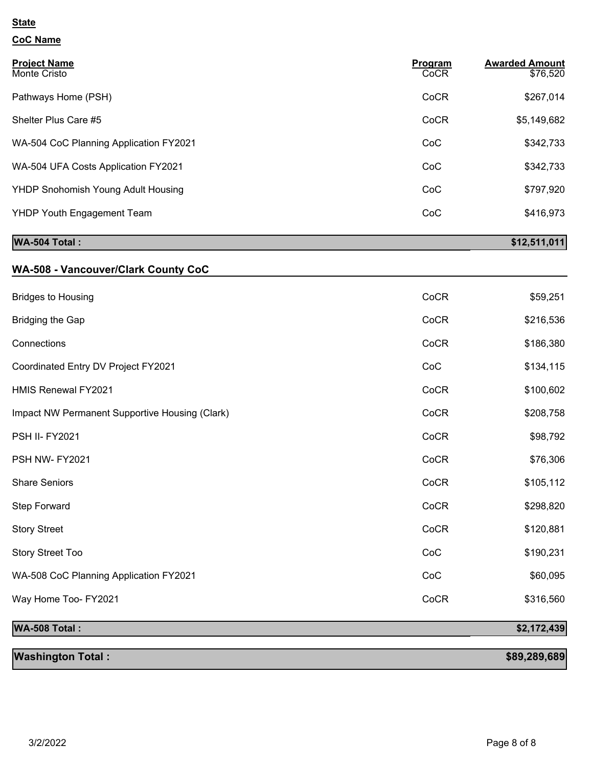**State**

**CoC Name**

| Project Name | Program | Awarded Amount |
|---|---|---|
| Monte Cristo | CoCR | $76,520 |
| Pathways Home (PSH) | CoCR | $267,014 |
| Shelter Plus Care #5 | CoCR | $5,149,682 |
| WA-504 CoC Planning Application FY2021 | CoC | $342,733 |
| WA-504 UFA Costs Application FY2021 | CoC | $342,733 |
| YHDP Snohomish Young Adult Housing | CoC | $797,920 |
| YHDP Youth Engagement Team | CoC | $416,973 |
| **WA-504 Total :** | | **$12,511,011** |

## WA-508 - Vancouver/Clark County CoC

| Project Name | Program | Awarded Amount |
|---|---|---|
| Bridges to Housing | CoCR | $59,251 |
| Bridging the Gap | CoCR | $216,536 |
| Connections | CoCR | $186,380 |
| Coordinated Entry DV Project FY2021 | CoC | $134,115 |
| HMIS Renewal FY2021 | CoCR | $100,602 |
| Impact NW Permanent Supportive Housing (Clark) | CoCR | $208,758 |
| PSH II- FY2021 | CoCR | $98,792 |
| PSH NW- FY2021 | CoCR | $76,306 |
| Share Seniors | CoCR | $105,112 |
| Step Forward | CoCR | $298,820 |
| Story Street | CoCR | $120,881 |
| Story Street Too | CoC | $190,231 |
| WA-508 CoC Planning Application FY2021 | CoC | $60,095 |
| Way Home Too- FY2021 | CoCR | $316,560 |
| **WA-508 Total :** | | **$2,172,439** |

| | |
|---|---|
| **Washington Total :** | **$89,289,689** |